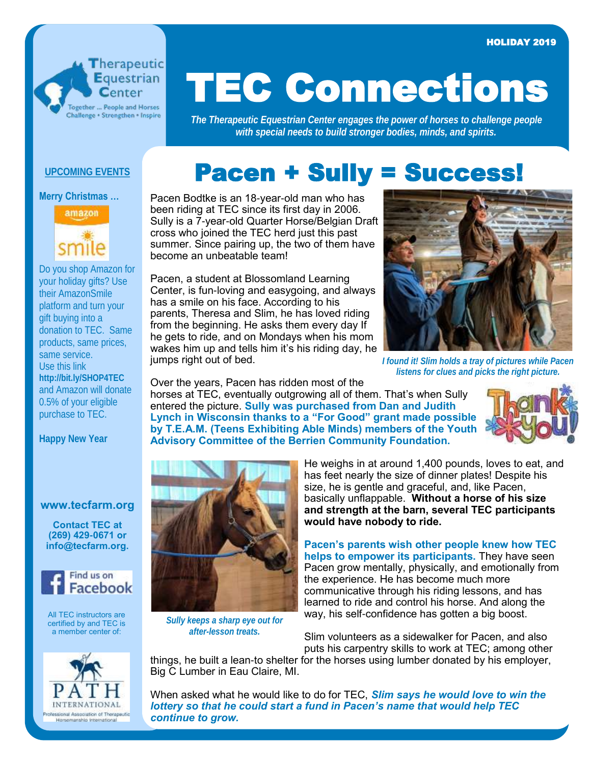HOLIDAY 2019

# TEC Connections

*The Therapeutic Equestrian Center engages the power of horses to challenge people with special needs to build stronger bodies, minds, and spirits.*

Therapeutic Equestrian Center

Together ... People and Horses
Challenge • Strengthen • Inspire

## Pacen + Sully = Success!

Pacen Bodtke is an 18-year-old man who has been riding at TEC since its first day in 2006. Sully is a 7-year-old Quarter Horse/Belgian Draft cross who joined the TEC herd just this past summer. Since pairing up, the two of them have become an unbeatable team!

Pacen, a student at Blossomland Learning Center, is fun-loving and easygoing, and always has a smile on his face. According to his parents, Theresa and Slim, he has loved riding from the beginning. He asks them every day If he gets to ride, and on Mondays when his mom wakes him up and tells him it's his riding day, he jumps right out of bed.

*I found it! Slim holds a tray of pictures while Pacen listens for clues and picks the right picture.*

Over the years, Pacen has ridden most of the horses at TEC, eventually outgrowing all of them. That's when Sully entered the picture. **Sully was purchased from Dan and Judith Lynch in Wisconsin thanks to a "For Good" grant made possible by T.E.A.M. (Teens Exhibiting Able Minds) members of the Youth Advisory Committee of the Berrien Community Foundation.**

Thank You!

He weighs in at around 1,400 pounds, loves to eat, and has feet nearly the size of dinner plates! Despite his size, he is gentle and graceful, and, like Pacen, basically unflappable. **Without a horse of his size and strength at the barn, several TEC participants would have nobody to ride.**

*Sully keeps a sharp eye out for after-lesson treats.*

**Pacen's parents wish other people knew how TEC helps to empower its participants.** They have seen Pacen grow mentally, physically, and emotionally from the experience. He has become much more communicative through his riding lessons, and has learned to ride and control his horse. And along the way, his self-confidence has gotten a big boost.

Slim volunteers as a sidewalker for Pacen, and also puts his carpentry skills to work at TEC; among other things, he built a lean-to shelter for the horses using lumber donated by his employer, Big C Lumber in Eau Claire, MI.

When asked what he would like to do for TEC, ***Slim says he would love to win the lottery so that he could start a fund in Pacen's name that would help TEC continue to grow.***

---

### UPCOMING EVENTS

**Merry Christmas ...**

amazon smile

Do you shop Amazon for your holiday gifts? Use their AmazonSmile platform and turn your gift buying into a donation to TEC. Same products, same prices, same service.
Use this link **http://bit.ly/SHOP4TEC** and Amazon will donate 0.5% of your eligible purchase to TEC.

**Happy New Year**

**www.tecfarm.org**

**Contact TEC at (269) 429-0671 or info@tecfarm.org.**

Find us on Facebook

All TEC instructors are certified by and TEC is a member center of:

PATH INTERNATIONAL
Professional Association of Therapeutic Horsemanship International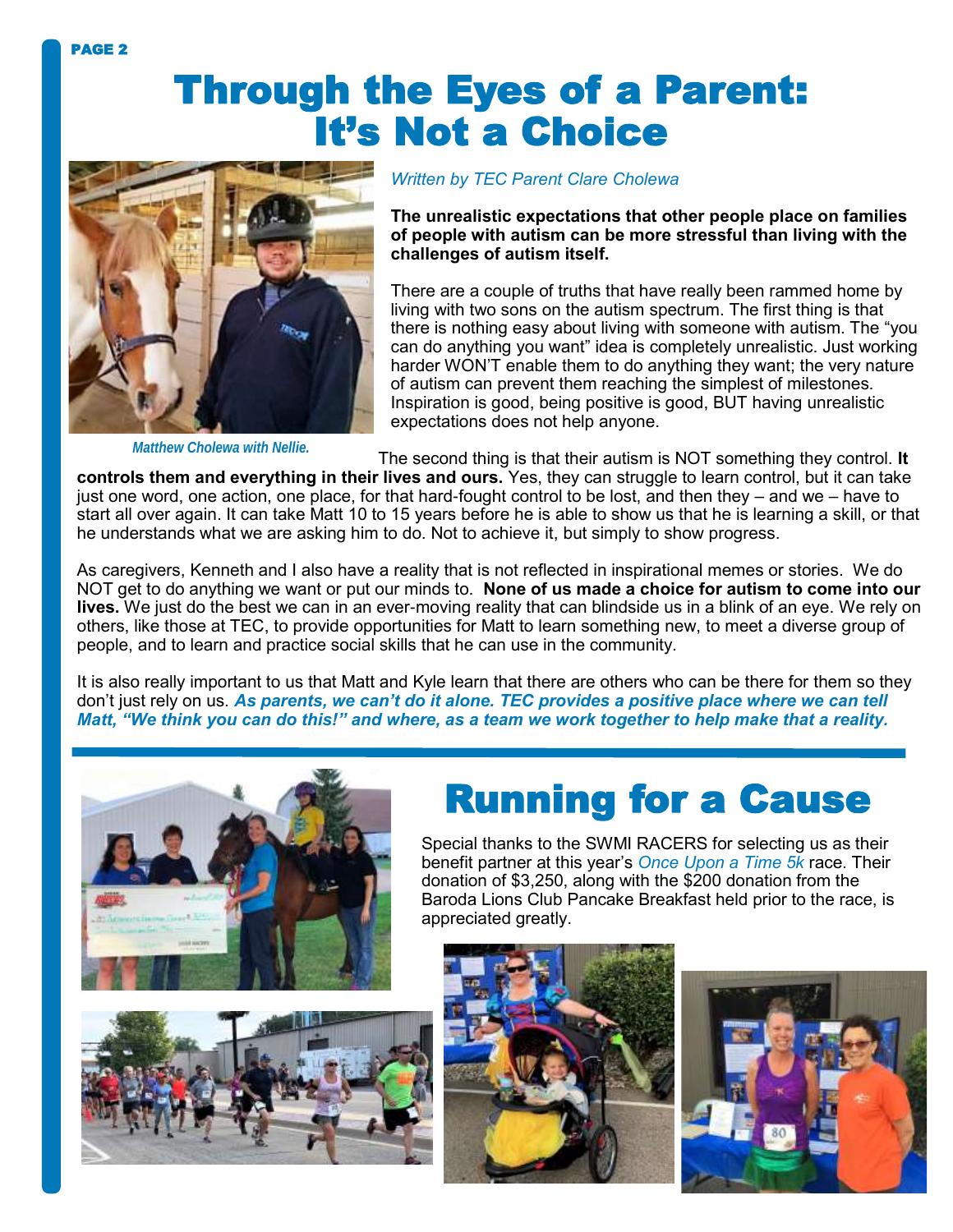# Through the Eyes of a Parent: It's Not a Choice

Matthew Cholewa with Nellie.

*Written by TEC Parent Clare Cholewa*

**The unrealistic expectations that other people place on families of people with autism can be more stressful than living with the challenges of autism itself.**

There are a couple of truths that have really been rammed home by living with two sons on the autism spectrum. The first thing is that there is nothing easy about living with someone with autism. The "you can do anything you want" idea is completely unrealistic. Just working harder WON'T enable them to do anything they want; the very nature of autism can prevent them reaching the simplest of milestones. Inspiration is good, being positive is good, BUT having unrealistic expectations does not help anyone.

The second thing is that their autism is NOT something they control. **It controls them and everything in their lives and ours.** Yes, they can struggle to learn control, but it can take just one word, one action, one place, for that hard-fought control to be lost, and then they – and we – have to start all over again. It can take Matt 10 to 15 years before he is able to show us that he is learning a skill, or that he understands what we are asking him to do. Not to achieve it, but simply to show progress.

As caregivers, Kenneth and I also have a reality that is not reflected in inspirational memes or stories. We do NOT get to do anything we want or put our minds to. **None of us made a choice for autism to come into our lives.** We just do the best we can in an ever-moving reality that can blindside us in a blink of an eye. We rely on others, like those at TEC, to provide opportunities for Matt to learn something new, to meet a diverse group of people, and to learn and practice social skills that he can use in the community.

It is also really important to us that Matt and Kyle learn that there are others who can be there for them so they don't just rely on us. ***As parents, we can't do it alone. TEC provides a positive place where we can tell Matt, "We think you can do this!" and where, as a team we work together to help make that a reality.***

# Running for a Cause

Special thanks to the SWMI RACERS for selecting us as their benefit partner at this year's *Once Upon a Time 5k* race. Their donation of $3,250, along with the $200 donation from the Baroda Lions Club Pancake Breakfast held prior to the race, is appreciated greatly.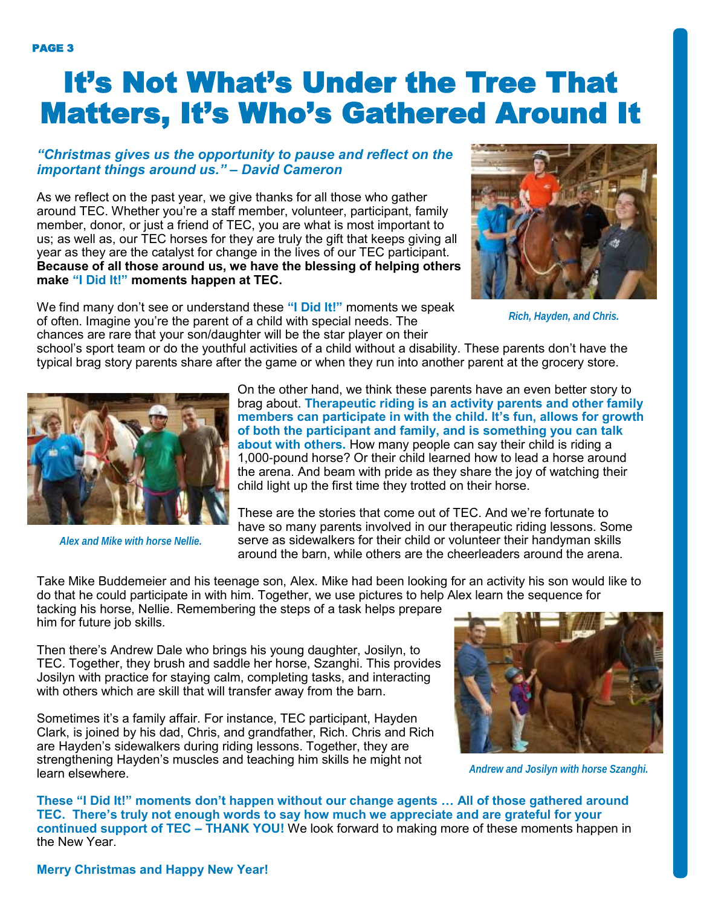# It's Not What's Under the Tree That Matters, It's Who's Gathered Around It

***"Christmas gives us the opportunity to pause and reflect on the important things around us." – David Cameron***

As we reflect on the past year, we give thanks for all those who gather around TEC. Whether you're a staff member, volunteer, participant, family member, donor, or just a friend of TEC, you are what is most important to us; as well as, our TEC horses for they are truly the gift that keeps giving all year as they are the catalyst for change in the lives of our TEC participant. **Because of all those around us, we have the blessing of helping others make "I Did It!" moments happen at TEC.**

*Rich, Hayden, and Chris.*

We find many don't see or understand these **"I Did It!"** moments we speak of often. Imagine you're the parent of a child with special needs. The chances are rare that your son/daughter will be the star player on their school's sport team or do the youthful activities of a child without a disability. These parents don't have the typical brag story parents share after the game or when they run into another parent at the grocery store.

On the other hand, we think these parents have an even better story to brag about. **Therapeutic riding is an activity parents and other family members can participate in with the child. It's fun, allows for growth of both the participant and family, and is something you can talk about with others.** How many people can say their child is riding a 1,000-pound horse? Or their child learned how to lead a horse around the arena. And beam with pride as they share the joy of watching their child light up the first time they trotted on their horse.

*Alex and Mike with horse Nellie.*

These are the stories that come out of TEC. And we're fortunate to have so many parents involved in our therapeutic riding lessons. Some serve as sidewalkers for their child or volunteer their handyman skills around the barn, while others are the cheerleaders around the arena.

Take Mike Buddemeier and his teenage son, Alex. Mike had been looking for an activity his son would like to do that he could participate in with him. Together, we use pictures to help Alex learn the sequence for tacking his horse, Nellie. Remembering the steps of a task helps prepare him for future job skills.

Then there's Andrew Dale who brings his young daughter, Josilyn, to TEC. Together, they brush and saddle her horse, Szanghi. This provides Josilyn with practice for staying calm, completing tasks, and interacting with others which are skill that will transfer away from the barn.

Sometimes it's a family affair. For instance, TEC participant, Hayden Clark, is joined by his dad, Chris, and grandfather, Rich. Chris and Rich are Hayden's sidewalkers during riding lessons. Together, they are strengthening Hayden's muscles and teaching him skills he might not learn elsewhere.

*Andrew and Josilyn with horse Szanghi.*

**These "I Did It!" moments don't happen without our change agents … All of those gathered around TEC. There's truly not enough words to say how much we appreciate and are grateful for your continued support of TEC – THANK YOU!** We look forward to making more of these moments happen in the New Year.

**Merry Christmas and Happy New Year!**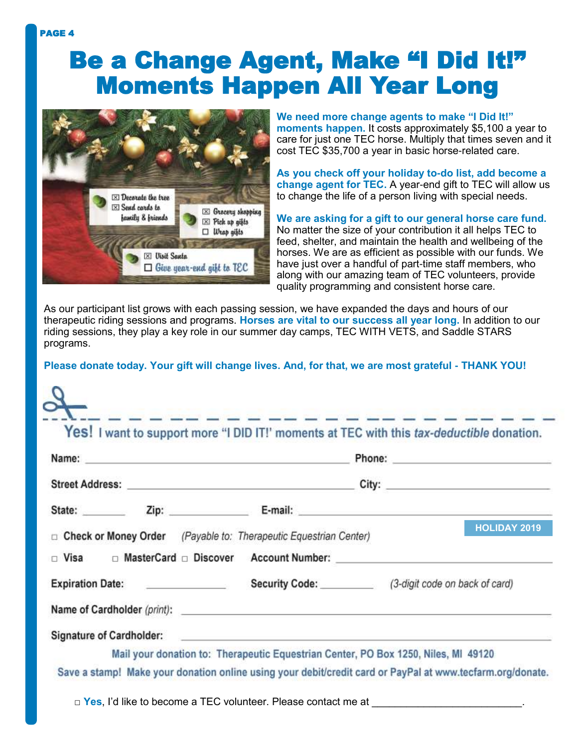# Be a Change Agent, Make "I Did It!" Moments Happen All Year Long

**We need more change agents to make "I Did It!" moments happen.** It costs approximately $5,100 a year to care for just one TEC horse. Multiply that times seven and it cost TEC $35,700 a year in basic horse-related care.

**As you check off your holiday to-do list, add become a change agent for TEC.** A year-end gift to TEC will allow us to change the life of a person living with special needs.

**We are asking for a gift to our general horse care fund.** No matter the size of your contribution it all helps TEC to feed, shelter, and maintain the health and wellbeing of the horses. We are as efficient as possible with our funds. We have just over a handful of part-time staff members, who along with our amazing team of TEC volunteers, provide quality programming and consistent horse care.

As our participant list grows with each passing session, we have expanded the days and hours of our therapeutic riding sessions and programs. **Horses are vital to our success all year long.** In addition to our riding sessions, they play a key role in our summer day camps, TEC WITH VETS, and Saddle STARS programs.

**Please donate today. Your gift will change lives. And, for that, we are most grateful - THANK YOU!**

---

**Yes!** I want to support more "I DID IT!' moments at TEC with this *tax-deductible* donation.

HOLIDAY 2019

Name: ______________________ Phone: ______________________

Street Address: ______________________ City: ______________________

State: ________ Zip: ____________ E-mail: ______________________

□ Check or Money Order *(Payable to: Therapeutic Equestrian Center)*

□ Visa □ MasterCard □ Discover Account Number: ______________________

Expiration Date: ____________ Security Code: ________ *(3-digit code on back of card)*

Name of Cardholder *(print)*: ______________________

Signature of Cardholder: ______________________

Mail your donation to: Therapeutic Equestrian Center, PO Box 1250, Niles, MI 49120

Save a stamp! Make your donation online using your debit/credit card or PayPal at www.tecfarm.org/donate.

□ **Yes**, I'd like to become a TEC volunteer. Please contact me at ______________________.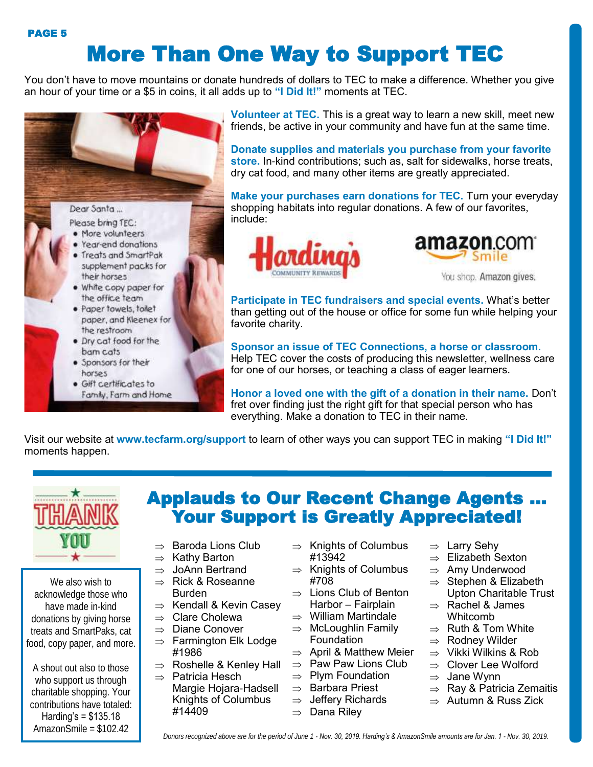# More Than One Way to Support TEC

You don't have to move mountains or donate hundreds of dollars to TEC to make a difference. Whether you give an hour of your time or a $5 in coins, it all adds up to **"I Did It!"** moments at TEC.

Dear Santa ...

Please bring TEC:

- More volunteers
- Year-end donations
- Treats and SmartPak supplement packs for their horses
- White copy paper for the office team
- Paper towels, toilet paper, and Kleenex for the restroom
- Dry cat food for the barn cats
- Sponsors for their horses
- Gift certificates to Family, Farm and Home

**Volunteer at TEC.** This is a great way to learn a new skill, meet new friends, be active in your community and have fun at the same time.

**Donate supplies and materials you purchase from your favorite store.** In-kind contributions; such as, salt for sidewalks, horse treats, dry cat food, and many other items are greatly appreciated.

**Make your purchases earn donations for TEC.** Turn your everyday shopping habitats into regular donations. A few of our favorites, include:

Harding's COMMUNITY REWARDS

amazon.com Smile — You shop. Amazon gives.

**Participate in TEC fundraisers and special events.** What's better than getting out of the house or office for some fun while helping your favorite charity.

**Sponsor an issue of TEC Connections, a horse or classroom.** Help TEC cover the costs of producing this newsletter, wellness care for one of our horses, or teaching a class of eager learners.

**Honor a loved one with the gift of a donation in their name.** Don't fret over finding just the right gift for that special person who has everything. Make a donation to TEC in their name.

Visit our website at **www.tecfarm.org/support** to learn of other ways you can support TEC in making **"I Did It!"** moments happen.

## Applauds to Our Recent Change Agents ... Your Support is Greatly Appreciated!

THANK YOU

We also wish to acknowledge those who have made in-kind donations by giving horse treats and SmartPaks, cat food, copy paper, and more.

A shout out also to those who support us through charitable shopping. Your contributions have totaled:
Harding's = $135.18
AmazonSmile = $102.42

- Baroda Lions Club
- Kathy Barton
- JoAnn Bertrand
- Rick & Roseanne Burden
- Kendall & Kevin Casey
- Clare Cholewa
- Diane Conover
- Farmington Elk Lodge #1986
- Roshelle & Kenley Hall
- Patricia Hesch
  Margie Hojara-Hadsell
  Knights of Columbus #14409
- Knights of Columbus #13942
- Knights of Columbus #708
- Lions Club of Benton Harbor – Fairplain
- William Martindale
- McLoughlin Family Foundation
- April & Matthew Meier
- Paw Paw Lions Club
- Plym Foundation
- Barbara Priest
- Jeffery Richards
- Dana Riley
- Larry Sehy
- Elizabeth Sexton
- Amy Underwood
- Stephen & Elizabeth Upton Charitable Trust
- Rachel & James Whitcomb
- Ruth & Tom White
- Rodney Wilder
- Vikki Wilkins & Rob
- Clover Lee Wolford
- Jane Wynn
- Ray & Patricia Zemaitis
- Autumn & Russ Zick

*Donors recognized above are for the period of June 1 - Nov. 30, 2019. Harding's & AmazonSmile amounts are for Jan. 1 - Nov. 30, 2019.*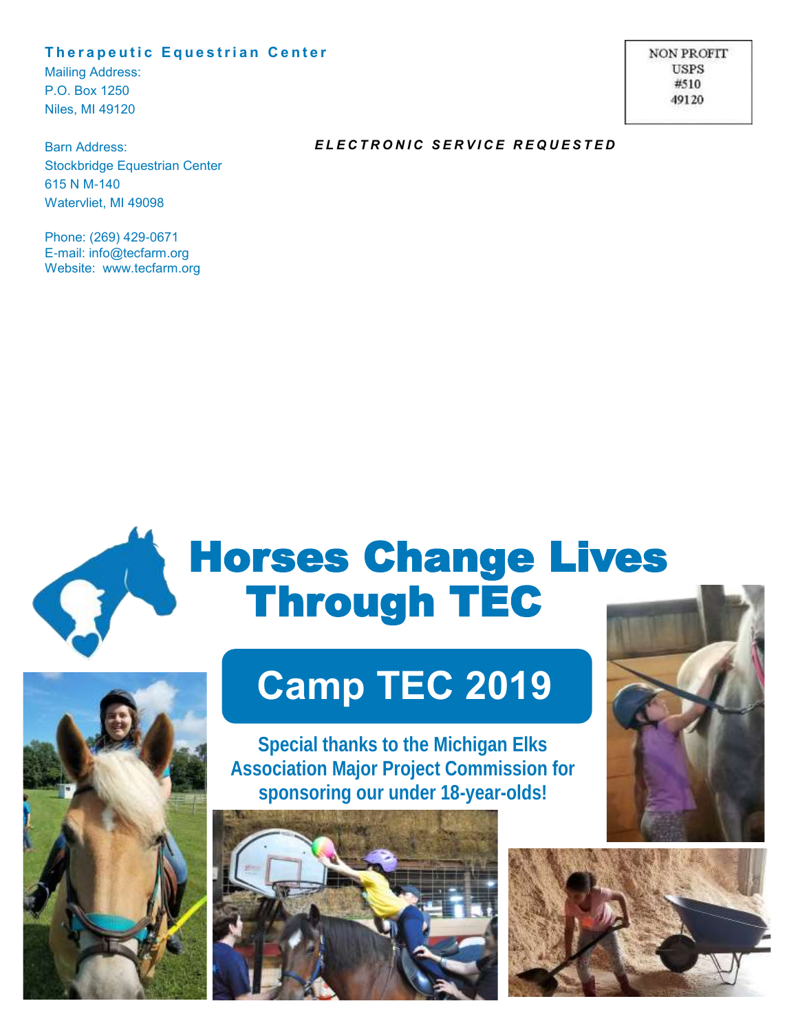**Therapeutic Equestrian Center**

Mailing Address:
P.O. Box 1250
Niles, MI 49120

Barn Address:
Stockbridge Equestrian Center
615 N M-140
Watervliet, MI 49098

Phone: (269) 429-0671
E-mail: info@tecfarm.org
Website: www.tecfarm.org

NON PROFIT
USPS
#510
49120

***ELECTRONIC SERVICE REQUESTED***

# Horses Change Lives Through TEC

## Camp TEC 2019

**Special thanks to the Michigan Elks Association Major Project Commission for sponsoring our under 18-year-olds!**